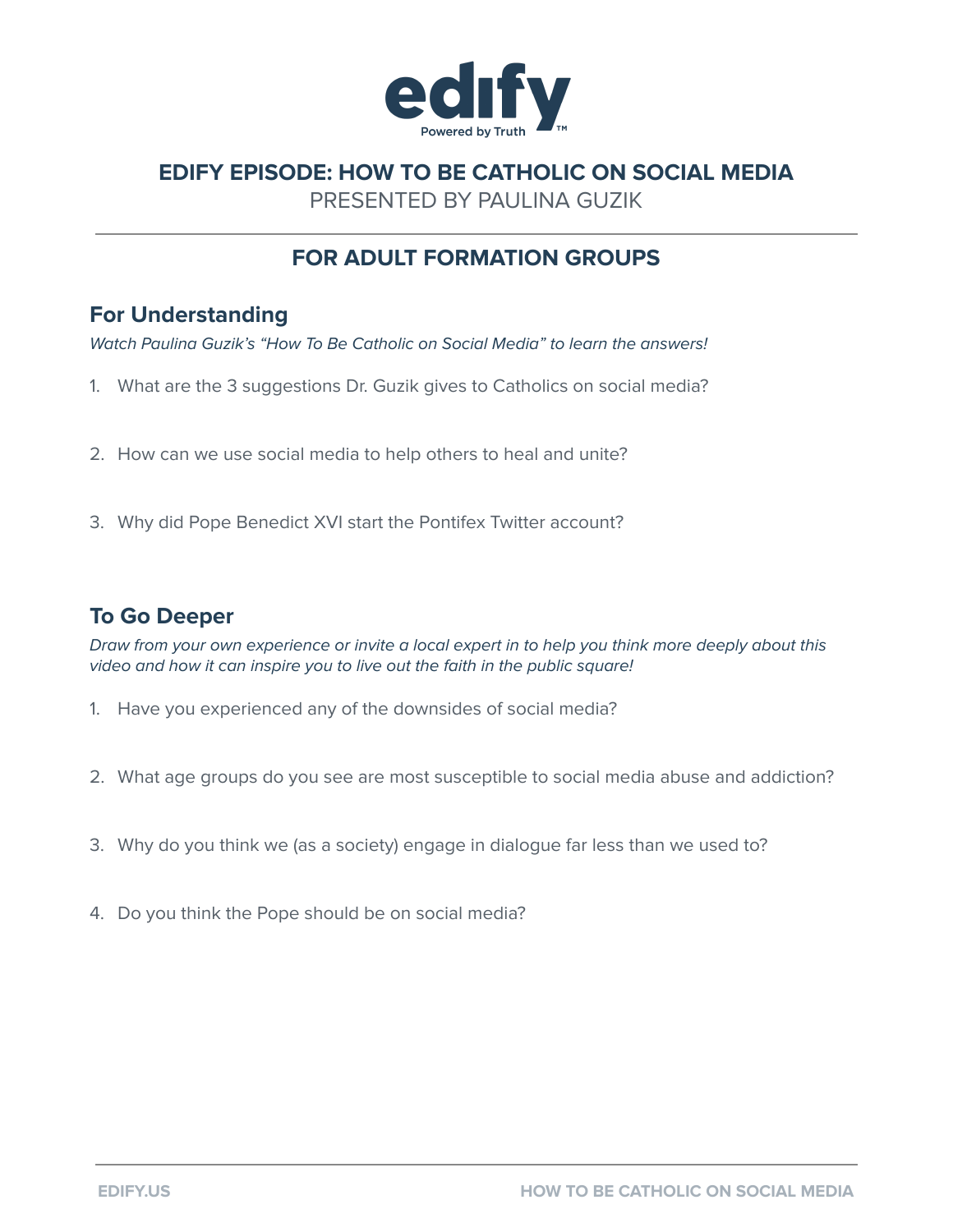edify

Powered by Truth™

# EDIFY EPISODE: HOW TO BE CATHOLIC ON SOCIAL MEDIA

PRESENTED BY PAULINA GUZIK

---

## FOR ADULT FORMATION GROUPS

### For Understanding

*Watch Paulina Guzik's "How To Be Catholic on Social Media" to learn the answers!*

1. What are the 3 suggestions Dr. Guzik gives to Catholics on social media?
2. How can we use social media to help others to heal and unite?
3. Why did Pope Benedict XVI start the Pontifex Twitter account?

### To Go Deeper

*Draw from your own experience or invite a local expert in to help you think more deeply about this video and how it can inspire you to live out the faith in the public square!*

1. Have you experienced any of the downsides of social media?
2. What age groups do you see are most susceptible to social media abuse and addiction?
3. Why do you think we (as a society) engage in dialogue far less than we used to?
4. Do you think the Pope should be on social media?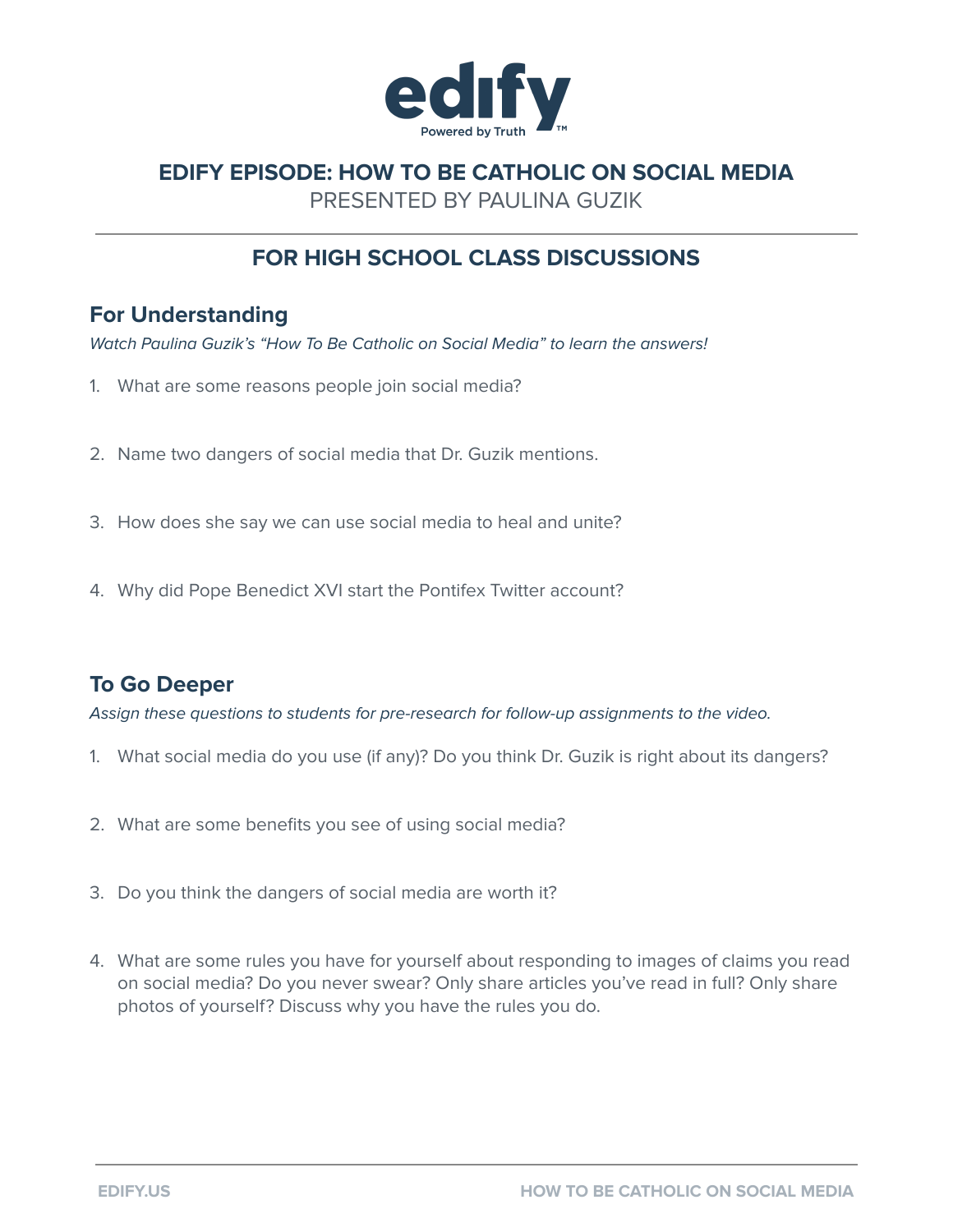edify

Powered by Truth

# EDIFY EPISODE: HOW TO BE CATHOLIC ON SOCIAL MEDIA

PRESENTED BY PAULINA GUZIK

---

## FOR HIGH SCHOOL CLASS DISCUSSIONS

### For Understanding

*Watch Paulina Guzik's "How To Be Catholic on Social Media" to learn the answers!*

1. What are some reasons people join social media?
2. Name two dangers of social media that Dr. Guzik mentions.
3. How does she say we can use social media to heal and unite?
4. Why did Pope Benedict XVI start the Pontifex Twitter account?

### To Go Deeper

*Assign these questions to students for pre-research for follow-up assignments to the video.*

1. What social media do you use (if any)? Do you think Dr. Guzik is right about its dangers?
2. What are some benefits you see of using social media?
3. Do you think the dangers of social media are worth it?
4. What are some rules you have for yourself about responding to images of claims you read on social media? Do you never swear? Only share articles you've read in full? Only share photos of yourself? Discuss why you have the rules you do.